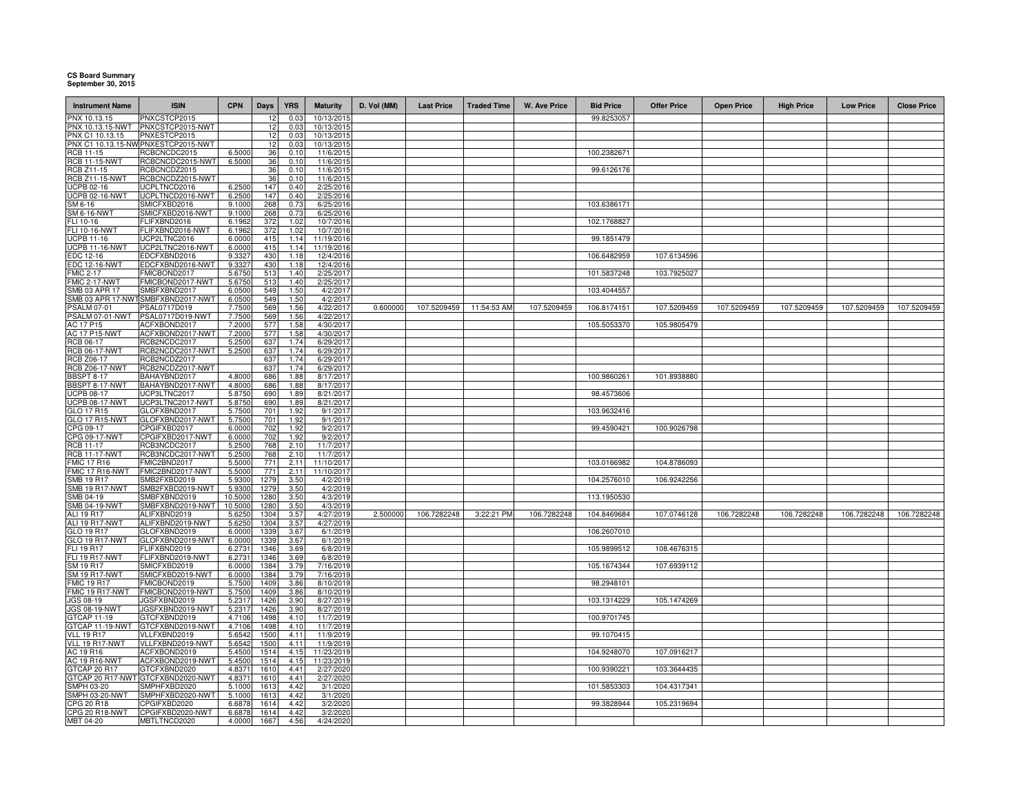**CS Board Summary**
**September 30, 2015**

| Instrument Name | ISIN | CPN | Days | YRS | Maturity | D. Vol (MM) | Last Price | Traded Time | W. Ave Price | Bid Price | Offer Price | Open Price | High Price | Low Price | Close Price |
|---|---|---|---|---|---|---|---|---|---|---|---|---|---|---|---|
| PNX 10.13.15 | PNXCSTCP2015 | | 12 | 0.03 | 10/13/2015 | | | | | 99.8253057 | | | | | |
| PNX 10.13.15-NWT | PNXCSTCP2015-NWT | | 12 | 0.03 | 10/13/2015 | | | | | | | | | | |
| PNX C1 10.13.15 | PNXESTCP2015 | | 12 | 0.03 | 10/13/2015 | | | | | | | | | | |
| PNX C1 10.13.15-NWT | PNXESTCP2015-NWT | | 12 | 0.03 | 10/13/2015 | | | | | | | | | | |
| RCB 11-15 | RCBCNCDC2015 | 6.5000 | 36 | 0.10 | 11/6/2015 | | | | | 100.2382671 | | | | | |
| RCB 11-15-NWT | RCBCNCDC2015-NWT | 6.5000 | 36 | 0.10 | 11/6/2015 | | | | | | | | | | |
| RCB Z11-15 | RCBCNCDZ2015 | | 36 | 0.10 | 11/6/2015 | | | | | 99.6126176 | | | | | |
| RCB Z11-15-NWT | RCBCNCDZ2015-NWT | | 36 | 0.10 | 11/6/2015 | | | | | | | | | | |
| UCPB 02-16 | UCPLTNCD2016 | 6.2500 | 147 | 0.40 | 2/25/2016 | | | | | | | | | | |
| UCPB 02-16-NWT | UCPLTNCD2016-NWT | 6.2500 | 147 | 0.40 | 2/25/2016 | | | | | | | | | | |
| SM 6-16 | SMICFXBD2016 | 9.1000 | 268 | 0.73 | 6/25/2016 | | | | | 103.6386171 | | | | | |
| SM 6-16-NWT | SMICFXBD2016-NWT | 9.1000 | 268 | 0.73 | 6/25/2016 | | | | | | | | | | |
| FLI 10-16 | FLIFXBND2016 | 6.1962 | 372 | 1.02 | 10/7/2016 | | | | | 102.1768827 | | | | | |
| FLI 10-16-NWT | FLIFXBND2016-NWT | 6.1962 | 372 | 1.02 | 10/7/2016 | | | | | | | | | | |
| UCPB 11-16 | UCP2LTNC2016 | 6.0000 | 415 | 1.14 | 11/19/2016 | | | | | 99.1851479 | | | | | |
| UCPB 11-16-NWT | UCP2LTNC2016-NWT | 6.0000 | 415 | 1.14 | 11/19/2016 | | | | | | | | | | |
| EDC 12-16 | EDCFXBND2016 | 9.3327 | 430 | 1.18 | 12/4/2016 | | | | | 106.6482959 | 107.6134596 | | | | |
| EDC 12-16-NWT | EDCFXBND2016-NWT | 9.3327 | 430 | 1.18 | 12/4/2016 | | | | | | | | | | |
| FMIC 2-17 | FMICBOND2017 | 5.6750 | 513 | 1.40 | 2/25/2017 | | | | | 101.5837248 | 103.7925027 | | | | |
| FMIC 2-17-NWT | FMICBOND2017-NWT | 5.6750 | 513 | 1.40 | 2/25/2017 | | | | | | | | | | |
| SMB 03 APR 17 | SMBFXBND2017 | 6.0500 | 549 | 1.50 | 4/2/2017 | | | | | 103.4044557 | | | | | |
| SMB 03 APR 17-NWT | SMBFXBND2017-NWT | 6.0500 | 549 | 1.50 | 4/2/2017 | | | | | | | | | | |
| PSALM 07-01 | PSAL0717D019 | 7.7500 | 569 | 1.56 | 4/22/2017 | 0.600000 | 107.5209459 | 11:54:53 AM | 107.5209459 | 106.8174151 | 107.5209459 | 107.5209459 | 107.5209459 | 107.5209459 | 107.5209459 |
| PSALM 07-01-NWT | PSAL0717D019-NWT | 7.7500 | 569 | 1.56 | 4/22/2017 | | | | | | | | | | |
| AC 17 P15 | ACFXBOND2017 | 7.2000 | 577 | 1.58 | 4/30/2017 | | | | | 105.5053370 | 105.9805479 | | | | |
| AC 17 P15-NWT | ACFXBOND2017-NWT | 7.2000 | 577 | 1.58 | 4/30/2017 | | | | | | | | | | |
| RCB 06-17 | RCB2NCDC2017 | 5.2500 | 637 | 1.74 | 6/29/2017 | | | | | | | | | | |
| RCB 06-17-NWT | RCB2NCDC2017-NWT | 5.2500 | 637 | 1.74 | 6/29/2017 | | | | | | | | | | |
| RCB Z06-17 | RCB2NCDZ2017 | | 637 | 1.74 | 6/29/2017 | | | | | | | | | | |
| RCB Z06-17-NWT | RCB2NCDZ2017-NWT | | 637 | 1.74 | 6/29/2017 | | | | | | | | | | |
| BBSPT 8-17 | BAHAYBND2017 | 4.8000 | 686 | 1.88 | 8/17/2017 | | | | | 100.9860261 | 101.8938880 | | | | |
| BBSPT 8-17-NWT | BAHAYBND2017-NWT | 4.8000 | 686 | 1.88 | 8/17/2017 | | | | | | | | | | |
| UCPB 08-17 | UCP3LTNC2017 | 5.8750 | 690 | 1.89 | 8/21/2017 | | | | | 98.4573606 | | | | | |
| UCPB 08-17-NWT | UCP3LTNC2017-NWT | 5.8750 | 690 | 1.89 | 8/21/2017 | | | | | | | | | | |
| GLO 17 R15 | GLOFXBND2017 | 5.7500 | 701 | 1.92 | 9/1/2017 | | | | | 103.9632416 | | | | | |
| GLO 17 R15-NWT | GLOFXBND2017-NWT | 5.7500 | 701 | 1.92 | 9/1/2017 | | | | | | | | | | |
| CPG 09-17 | CPGIFXBD2017 | 6.0000 | 702 | 1.92 | 9/2/2017 | | | | | 99.4590421 | 100.9026798 | | | | |
| CPG 09-17-NWT | CPGIFXBD2017-NWT | 6.0000 | 702 | 1.92 | 9/2/2017 | | | | | | | | | | |
| RCB 11-17 | RCB3NCDC2017 | 5.2500 | 768 | 2.10 | 11/7/2017 | | | | | | | | | | |
| RCB 11-17-NWT | RCB3NCDC2017-NWT | 5.2500 | 768 | 2.10 | 11/7/2017 | | | | | | | | | | |
| FMIC 17 R16 | FMIC2BND2017 | 5.5000 | 771 | 2.11 | 11/10/2017 | | | | | 103.0166982 | 104.8786093 | | | | |
| FMIC 17 R16-NWT | FMIC2BND2017-NWT | 5.5000 | 771 | 2.11 | 11/10/2017 | | | | | | | | | | |
| SMB 19 R17 | SMB2FXBD2019 | 5.9300 | 1279 | 3.50 | 4/2/2019 | | | | | 104.2576010 | 106.9242256 | | | | |
| SMB 19 R17-NWT | SMB2FXBD2019-NWT | 5.9300 | 1279 | 3.50 | 4/2/2019 | | | | | | | | | | |
| SMB 04-19 | SMBFXBND2019 | 10.5000 | 1280 | 3.50 | 4/3/2019 | | | | | 113.1950530 | | | | | |
| SMB 04-19-NWT | SMBFXBND2019-NWT | 10.5000 | 1280 | 3.50 | 4/3/2019 | | | | | | | | | | |
| ALI 19 R17 | ALIFXBND2019 | 5.6250 | 1304 | 3.57 | 4/27/2019 | 2.500000 | 106.7282248 | 3:22:21 PM | 106.7282248 | 104.8469684 | 107.0746128 | 106.7282248 | 106.7282248 | 106.7282248 | 106.7282248 |
| ALI 19 R17-NWT | ALIFXBND2019-NWT | 5.6250 | 1304 | 3.57 | 4/27/2019 | | | | | | | | | | |
| GLO 19 R17 | GLOFXBND2019 | 6.0000 | 1339 | 3.67 | 6/1/2019 | | | | | 106.2607010 | | | | | |
| GLO 19 R17-NWT | GLOFXBND2019-NWT | 6.0000 | 1339 | 3.67 | 6/1/2019 | | | | | | | | | | |
| FLI 19 R17 | FLIFXBND2019 | 6.2731 | 1346 | 3.69 | 6/8/2019 | | | | | 105.9899512 | 108.4676315 | | | | |
| FLI 19 R17-NWT | FLIFXBND2019-NWT | 6.2731 | 1346 | 3.69 | 6/8/2019 | | | | | | | | | | |
| SM 19 R17 | SMICFXBD2019 | 6.0000 | 1384 | 3.79 | 7/16/2019 | | | | | 105.1674344 | 107.6939112 | | | | |
| SM 19 R17-NWT | SMICFXBD2019-NWT | 6.0000 | 1384 | 3.79 | 7/16/2019 | | | | | | | | | | |
| FMIC 19 R17 | FMICBOND2019 | 5.7500 | 1409 | 3.86 | 8/10/2019 | | | | | 98.2948101 | | | | | |
| FMIC 19 R17-NWT | FMICBOND2019-NWT | 5.7500 | 1409 | 3.86 | 8/10/2019 | | | | | | | | | | |
| JGS 08-19 | JGSFXBND2019 | 5.2317 | 1426 | 3.90 | 8/27/2019 | | | | | 103.1314229 | 105.1474269 | | | | |
| JGS 08-19-NWT | JGSFXBND2019-NWT | 5.2317 | 1426 | 3.90 | 8/27/2019 | | | | | | | | | | |
| GTCAP 11-19 | GTCFXBND2019 | 4.7106 | 1498 | 4.10 | 11/7/2019 | | | | | 100.9701745 | | | | | |
| GTCAP 11-19-NWT | GTCFXBND2019-NWT | 4.7106 | 1498 | 4.10 | 11/7/2019 | | | | | | | | | | |
| VLL 19 R17 | VLLFXBND2019 | 5.6542 | 1500 | 4.11 | 11/9/2019 | | | | | 99.1070415 | | | | | |
| VLL 19 R17-NWT | VLLFXBND2019-NWT | 5.6542 | 1500 | 4.11 | 11/9/2019 | | | | | | | | | | |
| AC 19 R16 | ACFXBOND2019 | 5.4500 | 1514 | 4.15 | 11/23/2019 | | | | | 104.9248070 | 107.0916217 | | | | |
| AC 19 R16-NWT | ACFXBOND2019-NWT | 5.4500 | 1514 | 4.15 | 11/23/2019 | | | | | | | | | | |
| GTCAP 20 R17 | GTCFXBND2020 | 4.8371 | 1610 | 4.41 | 2/27/2020 | | | | | 100.9390221 | 103.3644435 | | | | |
| GTCAP 20 R17-NWT | GTCFXBND2020-NWT | 4.8371 | 1610 | 4.41 | 2/27/2020 | | | | | | | | | | |
| SMPH 03-20 | SMPHFXBD2020 | 5.1000 | 1613 | 4.42 | 3/1/2020 | | | | | 101.5853303 | 104.4317341 | | | | |
| SMPH 03-20-NWT | SMPHFXBD2020-NWT | 5.1000 | 1613 | 4.42 | 3/1/2020 | | | | | | | | | | |
| CPG 20 R18 | CPGIFXBD2020 | 6.6878 | 1614 | 4.42 | 3/2/2020 | | | | | 99.3828944 | 105.2319694 | | | | |
| CPG 20 R18-NWT | CPGIFXBD2020-NWT | 6.6878 | 1614 | 4.42 | 3/2/2020 | | | | | | | | | | |
| MBT 04-20 | MBTLTNCD2020 | 4.0000 | 1667 | 4.56 | 4/24/2020 | | | | | | | | | | |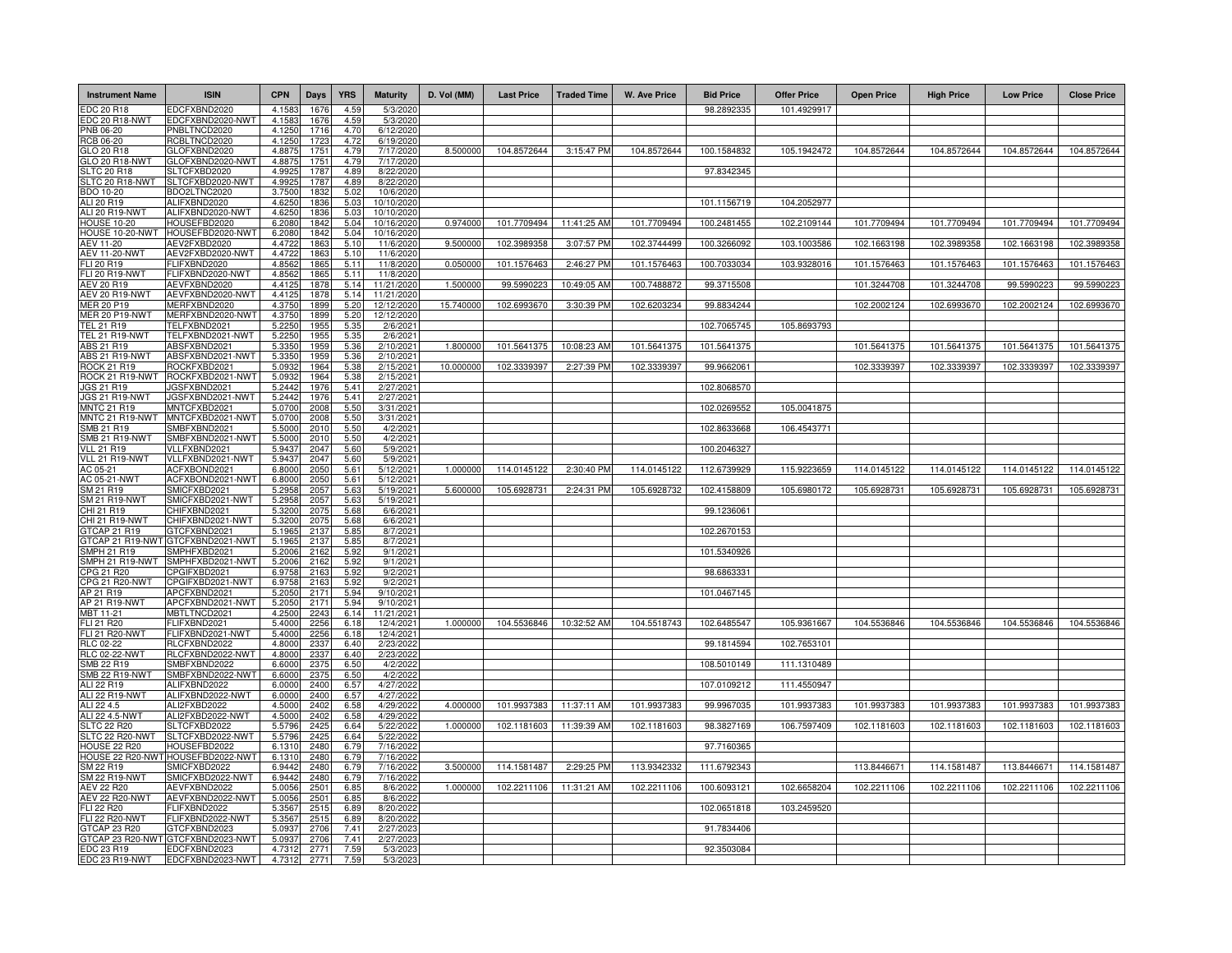| Instrument Name | ISIN | CPN | Days | YRS | Maturity | D. Vol (MM) | Last Price | Traded Time | W. Ave Price | Bid Price | Offer Price | Open Price | High Price | Low Price | Close Price |
|---|---|---|---|---|---|---|---|---|---|---|---|---|---|---|---|
| EDC 20 R18 | EDCFXBND2020 | 4.1583 | 1676 | 4.59 | 5/3/2020 | | | | | 98.2892335 | 101.4929917 | | | | |
| EDC 20 R18-NWT | EDCFXBND2020-NWT | 4.1583 | 1676 | 4.59 | 5/3/2020 | | | | | | | | | | |
| PNB 06-20 | PNBLTNCD2020 | 4.1250 | 1716 | 4.70 | 6/12/2020 | | | | | | | | | | |
| RCB 06-20 | RCBLTNCD2020 | 4.1250 | 1723 | 4.72 | 6/19/2020 | | | | | | | | | | |
| GLO 20 R18 | GLOFXBND2020 | 4.8875 | 1751 | 4.79 | 7/17/2020 | 8.500000 | 104.8572644 | 3:15:47 PM | 104.8572644 | 100.1584832 | 105.1942472 | 104.8572644 | 104.8572644 | 104.8572644 | 104.8572644 |
| GLO 20 R18-NWT | GLOFXBND2020-NWT | 4.8875 | 1751 | 4.79 | 7/17/2020 | | | | | | | | | | |
| SLTC 20 R18 | SLTCFXBD2020 | 4.9925 | 1787 | 4.89 | 8/22/2020 | | | | | 97.8342345 | | | | | |
| SLTC 20 R18-NWT | SLTCFXBD2020-NWT | 4.9925 | 1787 | 4.89 | 8/22/2020 | | | | | | | | | | |
| BDO 10-20 | BDO2LTNC2020 | 3.7500 | 1832 | 5.02 | 10/6/2020 | | | | | | | | | | |
| ALI 20 R19 | ALIFXBND2020 | 4.6250 | 1836 | 5.03 | 10/10/2020 | | | | | 101.1156719 | 104.2052977 | | | | |
| ALI 20 R19-NWT | ALIFXBND2020-NWT | 4.6250 | 1836 | 5.03 | 10/10/2020 | | | | | | | | | | |
| HOUSE 10-20 | HOUSEFBD2020 | 6.2080 | 1842 | 5.04 | 10/16/2020 | 0.974000 | 101.7709494 | 11:41:25 AM | 101.7709494 | 100.2481455 | 102.2109144 | 101.7709494 | 101.7709494 | 101.7709494 | 101.7709494 |
| HOUSE 10-20-NWT | HOUSEFBD2020-NWT | 6.2080 | 1842 | 5.04 | 10/16/2020 | | | | | | | | | | |
| AEV 11-20 | AEV2FXBD2020 | 4.4722 | 1863 | 5.10 | 11/6/2020 | 9.500000 | 102.3989358 | 3:07:57 PM | 102.3744499 | 100.3266092 | 103.1003586 | 102.1663198 | 102.3989358 | 102.1663198 | 102.3989358 |
| AEV 11-20-NWT | AEV2FXBD2020-NWT | 4.4722 | 1863 | 5.10 | 11/6/2020 | | | | | | | | | | |
| FLI 20 R19 | FLIFXBND2020 | 4.8562 | 1865 | 5.11 | 11/8/2020 | 0.050000 | 101.1576463 | 2:46:27 PM | 101.1576463 | 100.7033034 | 103.9328016 | 101.1576463 | 101.1576463 | 101.1576463 | 101.1576463 |
| FLI 20 R19-NWT | FLIFXBND2020-NWT | 4.8562 | 1865 | 5.11 | 11/8/2020 | | | | | | | | | | |
| AEV 20 R19 | AEVFXBND2020 | 4.4125 | 1878 | 5.14 | 11/21/2020 | 1.500000 | 99.5990223 | 10:49:05 AM | 100.7488872 | 99.3715508 | | 101.3244708 | 101.3244708 | 99.5990223 | 99.5990223 |
| AEV 20 R19-NWT | AEVFXBND2020-NWT | 4.4125 | 1878 | 5.14 | 11/21/2020 | | | | | | | | | | |
| MER 20 P19 | MERFXBND2020 | 4.3750 | 1899 | 5.20 | 12/12/2020 | 15.740000 | 102.6993670 | 3:30:39 PM | 102.6203234 | 99.8834244 | | 102.2002124 | 102.6993670 | 102.2002124 | 102.6993670 |
| MER 20 P19-NWT | MERFXBND2020-NWT | 4.3750 | 1899 | 5.20 | 12/12/2020 | | | | | | | | | | |
| TEL 21 R19 | TELFXBND2021 | 5.2250 | 1955 | 5.35 | 2/6/2021 | | | | | 102.7065745 | 105.8693793 | | | | |
| TEL 21 R19-NWT | TELFXBND2021-NWT | 5.2250 | 1955 | 5.35 | 2/6/2021 | | | | | | | | | | |
| ABS 21 R19 | ABSFXBND2021 | 5.3350 | 1959 | 5.36 | 2/10/2021 | 1.800000 | 101.5641375 | 10:08:23 AM | 101.5641375 | 101.5641375 | | 101.5641375 | 101.5641375 | 101.5641375 | 101.5641375 |
| ABS 21 R19-NWT | ABSFXBND2021-NWT | 5.3350 | 1959 | 5.36 | 2/10/2021 | | | | | | | | | | |
| ROCK 21 R19 | ROCKFXBD2021 | 5.0932 | 1964 | 5.38 | 2/15/2021 | 10.000000 | 102.3339397 | 2:27:39 PM | 102.3339397 | 99.9662061 | | 102.3339397 | 102.3339397 | 102.3339397 | 102.3339397 |
| ROCK 21 R19-NWT | ROCKFXBD2021-NWT | 5.0932 | 1964 | 5.38 | 2/15/2021 | | | | | | | | | | |
| JGS 21 R19 | JGSFXBND2021 | 5.2442 | 1976 | 5.41 | 2/27/2021 | | | | | 102.8068570 | | | | | |
| JGS 21 R19-NWT | JGSFXBND2021-NWT | 5.2442 | 1976 | 5.41 | 2/27/2021 | | | | | | | | | | |
| MNTC 21 R19 | MNTCFXBD2021 | 5.0700 | 2008 | 5.50 | 3/31/2021 | | | | | 102.0269552 | 105.0041875 | | | | |
| MNTC 21 R19-NWT | MNTCFXBD2021-NWT | 5.0700 | 2008 | 5.50 | 3/31/2021 | | | | | | | | | | |
| SMB 21 R19 | SMBFXBND2021 | 5.5000 | 2010 | 5.50 | 4/2/2021 | | | | | 102.8633668 | 106.4543771 | | | | |
| SMB 21 R19-NWT | SMBFXBND2021-NWT | 5.5000 | 2010 | 5.50 | 4/2/2021 | | | | | | | | | | |
| VLL 21 R19 | VLLFXBND2021 | 5.9437 | 2047 | 5.60 | 5/9/2021 | | | | | 100.2046327 | | | | | |
| VLL 21 R19-NWT | VLLFXBND2021-NWT | 5.9437 | 2047 | 5.60 | 5/9/2021 | | | | | | | | | | |
| AC 05-21 | ACFXBOND2021 | 6.8000 | 2050 | 5.61 | 5/12/2021 | 1.000000 | 114.0145122 | 2:30:40 PM | 114.0145122 | 112.6739929 | 115.9223659 | 114.0145122 | 114.0145122 | 114.0145122 | 114.0145122 |
| AC 05-21-NWT | ACFXBOND2021-NWT | 6.8000 | 2050 | 5.61 | 5/12/2021 | | | | | | | | | | |
| SM 21 R19 | SMICFXBD2021 | 5.2958 | 2057 | 5.63 | 5/19/2021 | 5.600000 | 105.6928731 | 2:24:31 PM | 105.6928732 | 102.4158809 | 105.6980172 | 105.6928731 | 105.6928731 | 105.6928731 | 105.6928731 |
| SM 21 R19-NWT | SMICFXBD2021-NWT | 5.2958 | 2057 | 5.63 | 5/19/2021 | | | | | | | | | | |
| CHI 21 R19 | CHIFXBND2021 | 5.3200 | 2075 | 5.68 | 6/6/2021 | | | | | 99.1236061 | | | | | |
| CHI 21 R19-NWT | CHIFXBND2021-NWT | 5.3200 | 2075 | 5.68 | 6/6/2021 | | | | | | | | | | |
| GTCAP 21 R19 | GTCFXBND2021 | 5.1965 | 2137 | 5.85 | 8/7/2021 | | | | | 102.2670153 | | | | | |
| GTCAP 21 R19-NWT | GTCFXBND2021-NWT | 5.1965 | 2137 | 5.85 | 8/7/2021 | | | | | | | | | | |
| SMPH 21 R19 | SMPHFXBD2021 | 5.2006 | 2162 | 5.92 | 9/1/2021 | | | | | 101.5340926 | | | | | |
| SMPH 21 R19-NWT | SMPHFXBD2021-NWT | 5.2006 | 2162 | 5.92 | 9/1/2021 | | | | | | | | | | |
| CPG 21 R20 | CPGIFXBD2021 | 6.9758 | 2163 | 5.92 | 9/2/2021 | | | | | 98.6863331 | | | | | |
| CPG 21 R20-NWT | CPGIFXBD2021-NWT | 6.9758 | 2163 | 5.92 | 9/2/2021 | | | | | | | | | | |
| AP 21 R19 | APCFXBND2021 | 5.2050 | 2171 | 5.94 | 9/10/2021 | | | | | 101.0467145 | | | | | |
| AP 21 R19-NWT | APCFXBND2021-NWT | 5.2050 | 2171 | 5.94 | 9/10/2021 | | | | | | | | | | |
| MBT 11-21 | MBTLTNCD2021 | 4.2500 | 2243 | 6.14 | 11/21/2021 | | | | | | | | | | |
| FLI 21 R20 | FLIFXBND2021 | 5.4000 | 2256 | 6.18 | 12/4/2021 | 1.000000 | 104.5536846 | 10:32:52 AM | 104.5518743 | 102.6485547 | 105.9361667 | 104.5536846 | 104.5536846 | 104.5536846 | 104.5536846 |
| FLI 21 R20-NWT | FLIFXBND2021-NWT | 5.4000 | 2256 | 6.18 | 12/4/2021 | | | | | | | | | | |
| RLC 02-22 | RLCFXBND2022 | 4.8000 | 2337 | 6.40 | 2/23/2022 | | | | | 99.1814594 | 102.7653101 | | | | |
| RLC 02-22-NWT | RLCFXBND2022-NWT | 4.8000 | 2337 | 6.40 | 2/23/2022 | | | | | | | | | | |
| SMB 22 R19 | SMBFXBND2022 | 6.6000 | 2375 | 6.50 | 4/2/2022 | | | | | 108.5010149 | 111.1310489 | | | | |
| SMB 22 R19-NWT | SMBFXBND2022-NWT | 6.6000 | 2375 | 6.50 | 4/2/2022 | | | | | | | | | | |
| ALI 22 R19 | ALIFXBND2022 | 6.0000 | 2400 | 6.57 | 4/27/2022 | | | | | 107.0109212 | 111.4550947 | | | | |
| ALI 22 R19-NWT | ALIFXBND2022-NWT | 6.0000 | 2400 | 6.57 | 4/27/2022 | | | | | | | | | | |
| ALI 22 4.5 | ALI2FXBD2022 | 4.5000 | 2402 | 6.58 | 4/29/2022 | 4.000000 | 101.9937383 | 11:37:11 AM | 101.9937383 | 99.9967035 | 101.9937383 | 101.9937383 | 101.9937383 | 101.9937383 | 101.9937383 |
| ALI 22 4.5-NWT | ALI2FXBD2022-NWT | 4.5000 | 2402 | 6.58 | 4/29/2022 | | | | | | | | | | |
| SLTC 22 R20 | SLTCFXBD2022 | 5.5796 | 2425 | 6.64 | 5/22/2022 | 1.000000 | 102.1181603 | 11:39:39 AM | 102.1181603 | 98.3827169 | 106.7597409 | 102.1181603 | 102.1181603 | 102.1181603 | 102.1181603 |
| SLTC 22 R20-NWT | SLTCFXBD2022-NWT | 5.5796 | 2425 | 6.64 | 5/22/2022 | | | | | | | | | | |
| HOUSE 22 R20 | HOUSEFBD2022 | 6.1310 | 2480 | 6.79 | 7/16/2022 | | | | | 97.7160365 | | | | | |
| HOUSE 22 R20-NWT | HOUSEFBD2022-NWT | 6.1310 | 2480 | 6.79 | 7/16/2022 | | | | | | | | | | |
| SM 22 R19 | SMICFXBD2022 | 6.9442 | 2480 | 6.79 | 7/16/2022 | 3.500000 | 114.1581487 | 2:29:25 PM | 113.9342332 | 111.6792343 | | 113.8446671 | 114.1581487 | 113.8446671 | 114.1581487 |
| SM 22 R19-NWT | SMICFXBD2022-NWT | 6.9442 | 2480 | 6.79 | 7/16/2022 | | | | | | | | | | |
| AEV 22 R20 | AEVFXBND2022 | 5.0056 | 2501 | 6.85 | 8/6/2022 | 1.000000 | 102.2211106 | 11:31:21 AM | 102.2211106 | 100.6093121 | 102.6658204 | 102.2211106 | 102.2211106 | 102.2211106 | 102.2211106 |
| AEV 22 R20-NWT | AEVFXBND2022-NWT | 5.0056 | 2501 | 6.85 | 8/6/2022 | | | | | | | | | | |
| FLI 22 R20 | FLIFXBND2022 | 5.3567 | 2515 | 6.89 | 8/20/2022 | | | | | 102.0651818 | 103.2459520 | | | | |
| FLI 22 R20-NWT | FLIFXBND2022-NWT | 5.3567 | 2515 | 6.89 | 8/20/2022 | | | | | | | | | | |
| GTCAP 23 R20 | GTCFXBND2023 | 5.0937 | 2706 | 7.41 | 2/27/2023 | | | | | 91.7834406 | | | | | |
| GTCAP 23 R20-NWT | GTCFXBND2023-NWT | 5.0937 | 2706 | 7.41 | 2/27/2023 | | | | | | | | | | |
| EDC 23 R19 | EDCFXBND2023 | 4.7312 | 2771 | 7.59 | 5/3/2023 | | | | | 92.3503084 | | | | | |
| EDC 23 R19-NWT | EDCFXBND2023-NWT | 4.7312 | 2771 | 7.59 | 5/3/2023 | | | | | | | | | | |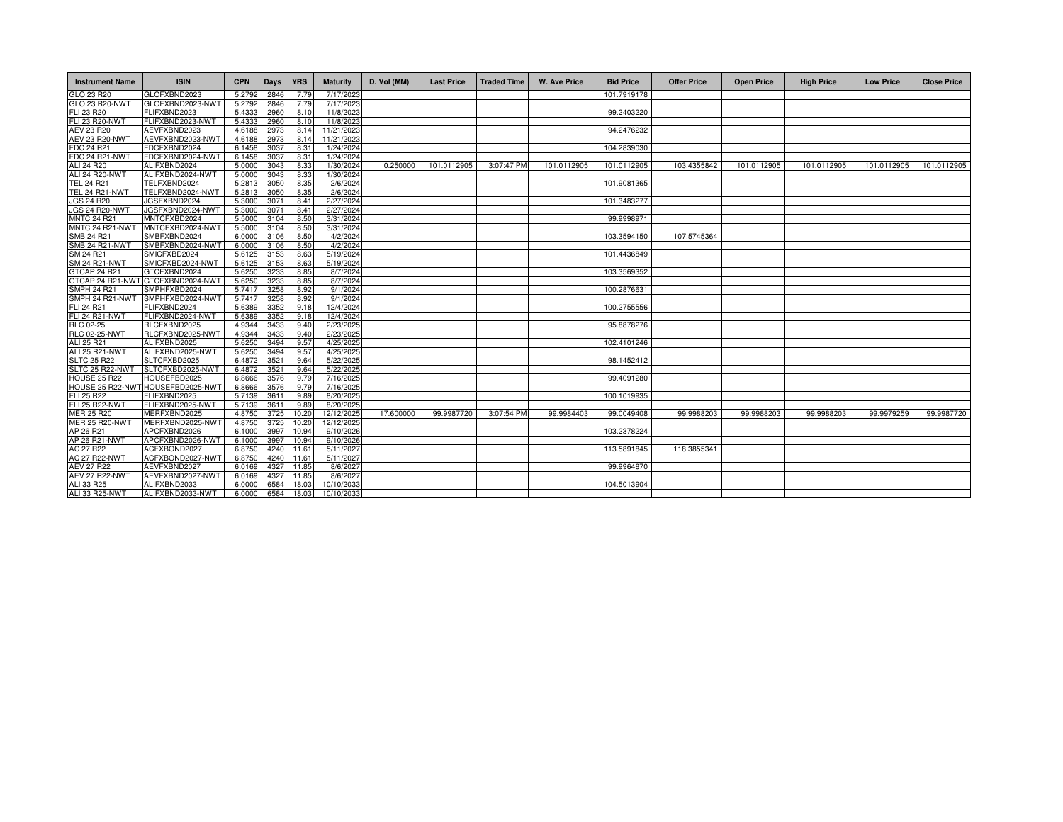| Instrument Name | ISIN | CPN | Days | YRS | Maturity | D. Vol (MM) | Last Price | Traded Time | W. Ave Price | Bid Price | Offer Price | Open Price | High Price | Low Price | Close Price |
|---|---|---|---|---|---|---|---|---|---|---|---|---|---|---|---|
| GLO 23 R20 | GLOFXBND2023 | 5.2792 | 2846 | 7.79 | 7/17/2023 | | | | | 101.7919178 | | | | | |
| GLO 23 R20-NWT | GLOFXBND2023-NWT | 5.2792 | 2846 | 7.79 | 7/17/2023 | | | | | | | | | | |
| FLI 23 R20 | FLIFXBND2023 | 5.4333 | 2960 | 8.10 | 11/8/2023 | | | | | 99.2403220 | | | | | |
| FLI 23 R20-NWT | FLIFXBND2023-NWT | 5.4333 | 2960 | 8.10 | 11/8/2023 | | | | | | | | | | |
| AEV 23 R20 | AEVFXBND2023 | 4.6188 | 2973 | 8.14 | 11/21/2023 | | | | | 94.2476232 | | | | | |
| AEV 23 R20-NWT | AEVFXBND2023-NWT | 4.6188 | 2973 | 8.14 | 11/21/2023 | | | | | | | | | | |
| FDC 24 R21 | FDCFXBND2024 | 6.1458 | 3037 | 8.31 | 1/24/2024 | | | | | 104.2839030 | | | | | |
| FDC 24 R21-NWT | FDCFXBND2024-NWT | 6.1458 | 3037 | 8.31 | 1/24/2024 | | | | | | | | | | |
| ALI 24 R20 | ALIFXBND2024 | 5.0000 | 3043 | 8.33 | 1/30/2024 | 0.250000 | 101.0112905 | 3:07:47 PM | 101.0112905 | 101.0112905 | 103.4355842 | 101.0112905 | 101.0112905 | 101.0112905 | 101.0112905 |
| ALI 24 R20-NWT | ALIFXBND2024-NWT | 5.0000 | 3043 | 8.33 | 1/30/2024 | | | | | | | | | | |
| TEL 24 R21 | TELFXBND2024 | 5.2813 | 3050 | 8.35 | 2/6/2024 | | | | | 101.9081365 | | | | | |
| TEL 24 R21-NWT | TELFXBND2024-NWT | 5.2813 | 3050 | 8.35 | 2/6/2024 | | | | | | | | | | |
| JGS 24 R20 | JGSFXBND2024 | 5.3000 | 3071 | 8.41 | 2/27/2024 | | | | | 101.3483277 | | | | | |
| JGS 24 R20-NWT | JGSFXBND2024-NWT | 5.3000 | 3071 | 8.41 | 2/27/2024 | | | | | | | | | | |
| MNTC 24 R21 | MNTCFXBD2024 | 5.5000 | 3104 | 8.50 | 3/31/2024 | | | | | 99.9998971 | | | | | |
| MNTC 24 R21-NWT | MNTCFXBD2024-NWT | 5.5000 | 3104 | 8.50 | 3/31/2024 | | | | | | | | | | |
| SMB 24 R21 | SMBFXBND2024 | 6.0000 | 3106 | 8.50 | 4/2/2024 | | | | | 103.3594150 | 107.5745364 | | | | |
| SMB 24 R21-NWT | SMBFXBND2024-NWT | 6.0000 | 3106 | 8.50 | 4/2/2024 | | | | | | | | | | |
| SM 24 R21 | SMICFXBD2024 | 5.6125 | 3153 | 8.63 | 5/19/2024 | | | | | 101.4436849 | | | | | |
| SM 24 R21-NWT | SMICFXBD2024-NWT | 5.6125 | 3153 | 8.63 | 5/19/2024 | | | | | | | | | | |
| GTCAP 24 R21 | GTCFXBND2024 | 5.6250 | 3233 | 8.85 | 8/7/2024 | | | | | 103.3569352 | | | | | |
| GTCAP 24 R21-NWT | GTCFXBND2024-NWT | 5.6250 | 3233 | 8.85 | 8/7/2024 | | | | | | | | | | |
| SMPH 24 R21 | SMPHFXBD2024 | 5.7417 | 3258 | 8.92 | 9/1/2024 | | | | | 100.2876631 | | | | | |
| SMPH 24 R21-NWT | SMPHFXBD2024-NWT | 5.7417 | 3258 | 8.92 | 9/1/2024 | | | | | | | | | | |
| FLI 24 R21 | FLIFXBND2024 | 5.6389 | 3352 | 9.18 | 12/4/2024 | | | | | 100.2755556 | | | | | |
| FLI 24 R21-NWT | FLIFXBND2024-NWT | 5.6389 | 3352 | 9.18 | 12/4/2024 | | | | | | | | | | |
| RLC 02-25 | RLCFXBND2025 | 4.9344 | 3433 | 9.40 | 2/23/2025 | | | | | 95.8878276 | | | | | |
| RLC 02-25-NWT | RLCFXBND2025-NWT | 4.9344 | 3433 | 9.40 | 2/23/2025 | | | | | | | | | | |
| ALI 25 R21 | ALIFXBND2025 | 5.6250 | 3494 | 9.57 | 4/25/2025 | | | | | 102.4101246 | | | | | |
| ALI 25 R21-NWT | ALIFXBND2025-NWT | 5.6250 | 3494 | 9.57 | 4/25/2025 | | | | | | | | | | |
| SLTC 25 R22 | SLTCFXBD2025 | 6.4872 | 3521 | 9.64 | 5/22/2025 | | | | | 98.1452412 | | | | | |
| SLTC 25 R22-NWT | SLTCFXBD2025-NWT | 6.4872 | 3521 | 9.64 | 5/22/2025 | | | | | | | | | | |
| HOUSE 25 R22 | HOUSEFBD2025 | 6.8666 | 3576 | 9.79 | 7/16/2025 | | | | | 99.4091280 | | | | | |
| HOUSE 25 R22-NWT | HOUSEFBD2025-NWT | 6.8666 | 3576 | 9.79 | 7/16/2025 | | | | | | | | | | |
| FLI 25 R22 | FLIFXBND2025 | 5.7139 | 3611 | 9.89 | 8/20/2025 | | | | | 100.1019935 | | | | | |
| FLI 25 R22-NWT | FLIFXBND2025-NWT | 5.7139 | 3611 | 9.89 | 8/20/2025 | | | | | | | | | | |
| MER 25 R20 | MERFXBND2025 | 4.8750 | 3725 | 10.20 | 12/12/2025 | 17.600000 | 99.9987720 | 3:07:54 PM | 99.9984403 | 99.0049408 | 99.9988203 | 99.9988203 | 99.9988203 | 99.9979259 | 99.9987720 |
| MER 25 R20-NWT | MERFXBND2025-NWT | 4.8750 | 3725 | 10.20 | 12/12/2025 | | | | | | | | | | |
| AP 26 R21 | APCFXBND2026 | 6.1000 | 3997 | 10.94 | 9/10/2026 | | | | | 103.2378224 | | | | | |
| AP 26 R21-NWT | APCFXBND2026-NWT | 6.1000 | 3997 | 10.94 | 9/10/2026 | | | | | | | | | | |
| AC 27 R22 | ACFXBOND2027 | 6.8750 | 4240 | 11.61 | 5/11/2027 | | | | | 113.5891845 | 118.3855341 | | | | |
| AC 27 R22-NWT | ACFXBOND2027-NWT | 6.8750 | 4240 | 11.61 | 5/11/2027 | | | | | | | | | | |
| AEV 27 R22 | AEVFXBND2027 | 6.0169 | 4327 | 11.85 | 8/6/2027 | | | | | 99.9964870 | | | | | |
| AEV 27 R22-NWT | AEVFXBND2027-NWT | 6.0169 | 4327 | 11.85 | 8/6/2027 | | | | | | | | | | |
| ALI 33 R25 | ALIFXBND2033 | 6.0000 | 6584 | 18.03 | 10/10/2033 | | | | | 104.5013904 | | | | | |
| ALI 33 R25-NWT | ALIFXBND2033-NWT | 6.0000 | 6584 | 18.03 | 10/10/2033 | | | | | | | | | | |